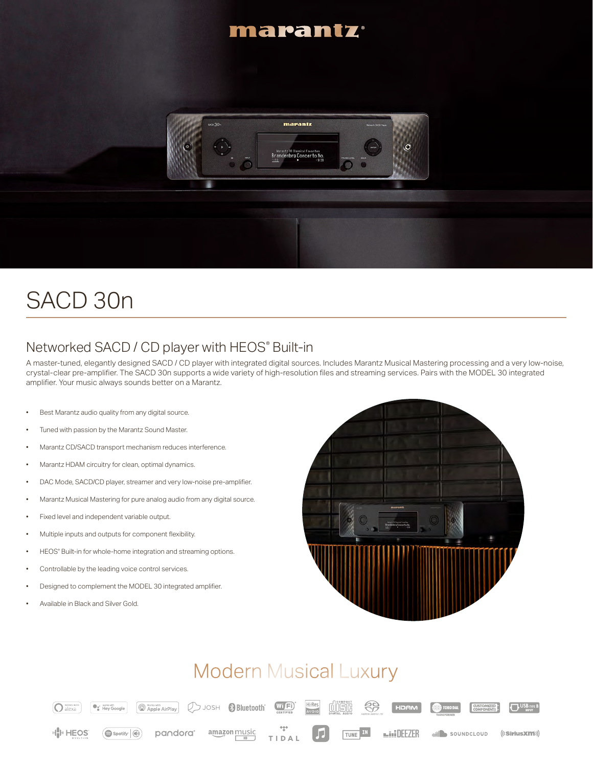# SACD 30n

## Networked SACD / CD player with HEOS® Built-in

A master-tuned, elegantly designed SACD / CD player with integrated digital sources. Includes Marantz Musical Mastering processing and a very low-noise, crystal-clear pre-amplifier. The SACD 30n supports a wide variety of high-resolution files and streaming services. Pairs with the MODEL 30 integrated amplifier. Your music always sounds better on a Marantz.

- Best Marantz audio quality from any digital source.
- Tuned with passion by the Marantz Sound Master.
- Marantz CD/SACD transport mechanism reduces interference.
- Marantz HDAM circuitry for clean, optimal dynamics.
- DAC Mode, SACD/CD player, streamer and very low-noise pre-amplifier.
- Marantz Musical Mastering for pure analog audio from any digital source.
- Fixed level and independent variable output.
- Multiple inputs and outputs for component flexibility.
- HEOS® Built-in for whole-home integration and streaming options.
- Controllable by the leading voice control services.
- Designed to complement the MODEL 30 integrated amplifier.
- Available in Black and Silver Gold.

## Modern Musical Luxury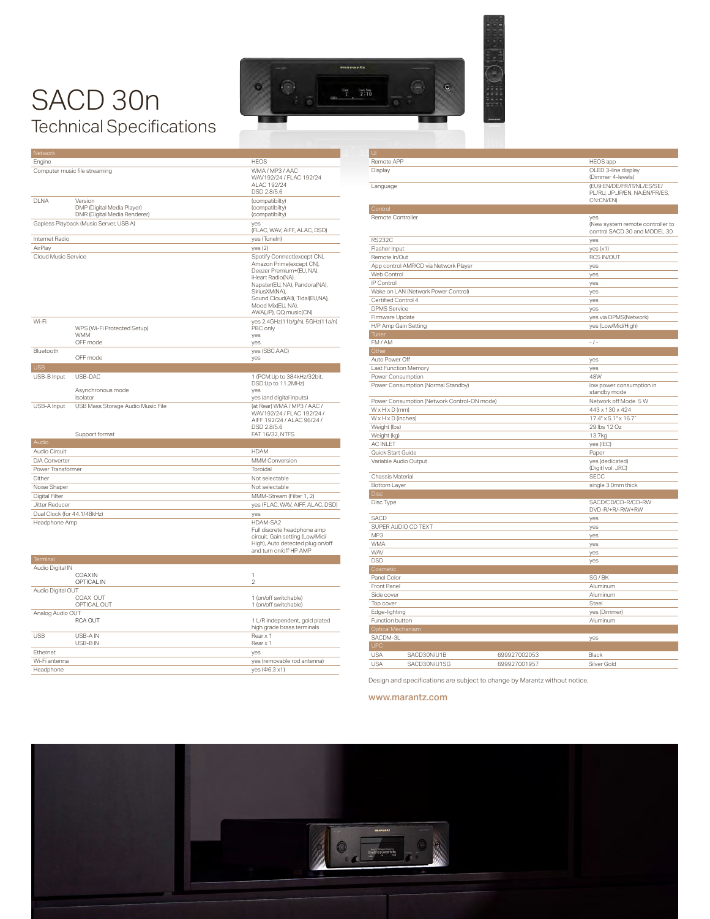# SACD 30n

## Technical Specifications

| | | |
|---|---|---|
| **Network** | | |
| Engine | | HEOS |
| Computer music file streaming | | WMA / MP3 / AAC<br>WAV192/24 / FLAC 192/24<br>ALAC 192/24<br>DSD 2.8/5.6 |
| DLNA | Version<br>DMP (Digital Media Player)<br>DMR (Digital Media Renderer) | (compatibilty)<br>(compatibilty)<br>(compatibilty) |
| Gapless Playback (Music Server, USB A) | | yes<br>(FLAC, WAV, AIFF, ALAC, DSD) |
| Internet Radio | | yes (TuneIn) |
| AirPlay | | yes (2) |
| Cloud Music Service | | Spotify Connect(except CN),<br>Amazon Prime(except CN),<br>Deezer Premium+(EU, NA),<br>iHeart Radio(NA),<br>Napster(EU, NA), Pandora(NA),<br>SiriusXM(NA),<br>Sound Cloud(All), Tidal(EU,NA),<br>Mood Mix(EU, NA),<br>AWA(JP), QQ music(CN) |
| Wi-Fi | <br>WPS (Wi-Fi Protected Setup)<br>WMM<br>OFF mode | yes 2.4GHz(11b/g/n), 5GHz(11a/n)<br>PBC only<br>yes<br>yes |
| Bluetooth | <br>OFF mode | yes (SBC.AAC)<br>yes |
| **USB** | | |
| USB-B Input | USB-DAC<br><br>Asynchronous mode<br>Isolator | 1 (PCM:Up to 384kHz/32bit,<br>DSD:Up to 11.2MHz)<br>yes<br>yes (and digital inputs) |
| USB-A Input | USB Mass Storage Audio Music File<br><br><br><br>Support format | (at Rear) WMA / MP3 / AAC /<br>WAV192/24 / FLAC 192/24 /<br>AIFF 192/24 / ALAC 96/24 /<br>DSD 2.8/5.6<br>FAT 16/32, NTFS |
| **Audio** | | |
| Audio Circuit | | HDAM |
| D/A Converter | | MMM Conversion |
| Power Transformer | | Toroidal |
| Dither | | Not selectable |
| Noise Shaper | | Not selectable |
| Digital Filter | | MMM-Stream (Filter 1, 2) |
| Jitter Reducer | | yes (FLAC, WAV, AIFF, ALAC, DSD) |
| Dual Clock (for 44.1/48kHz) | | yes |
| Headphone Amp | | HDAM-SA2<br>Full discrete headphone amp circuit, Gain setting (Low/Mid/High), Auto detected plug on/off and turn on/off HP AMP |
| **Terminal** | | |
| Audio Digital IN | COAX IN<br>OPTICAL IN | 1<br>2 |
| Audio Digital OUT | COAX OUT<br>OPTICAL OUT | 1 (on/off switchable)<br>1 (on/off switchable) |
| Analog Audio OUT | RCA OUT | 1 L/R independent, gold plated high grade brass terminals |
| USB | USB-A IN<br>USB-B IN | Rear x 1<br>Rear x 1 |
| Ethernet | | yes |
| Wi-Fi antenna | | yes (removable rod antenna) |
| Headphone | | yes (Φ6.3 x1) |

| | | | |
|---|---|---|---|
| **UI** | | | |
| Remote APP | | | HEOS app |
| Display | | | OLED 3-line display<br>(Dimmer 4-levels) |
| Language | | | (EU9:EN/DE/FR/IT/NL/ES/SE/PL/RU, JP:JP/EN, NA:EN/FR/ES, CN:CN/EN) |
| **Control** | | | |
| Remote Controller | | | yes<br>(New system remote controller to control SACD 30 and MODEL 30 |
| RS232C | | | yes |
| Flasher Input | | | yes (x1) |
| Remote In/Out | | | RC5 IN/OUT |
| App control AMP/CD via Network Player | | | yes |
| Web Control | | | yes |
| IP Control | | | yes |
| Wake on LAN (Network Power Control) | | | yes |
| Certified Control 4 | | | yes |
| DPMS Service | | | yes |
| Firmware Update | | | yes via DPMS(Network) |
| H/P Amp Gain Setting | | | yes (Low/Mid/High) |
| **Tuner** | | | |
| FM / AM | | | - / - |
| **Other** | | | |
| Auto Power Off | | | yes |
| Last Function Memory | | | yes |
| Power Consumption | | | 48W |
| Power Consumption (Normal Standby) | | | low power consumption in standby mode |
| Power Consumption (Network Control-ON mode) | | | Network off Mode 5 W |
| W x H x D (mm) | | | 443 x 130 x 424 |
| W x H x D (inches) | | | 17.4" x 5.1" x 16.7" |
| Weight (lbs) | | | 29 lbs 12 Oz |
| Weight (kg) | | | 13.7kg |
| AC INLET | | | yes (IEC) |
| Quick Start Guide | | | Paper |
| Variable Audio Output | | | yes (dedicated)<br>(Digitl vol: JRC) |
| Chassis Material | | | SECC |
| Bottom Layer | | | single 3.0mm thick |
| **Disc** | | | |
| Disc Type | | | SACD/CD/CD-R/CD-RW<br>DVD-R/+R/-RW/+RW |
| SACD | | | yes |
| SUPER AUDIO CD TEXT | | | yes |
| MP3 | | | yes |
| WMA | | | yes |
| WAV | | | yes |
| DSD | | | yes |
| **Cosmetic** | | | |
| Panel Color | | | SG / BK |
| Front Panel | | | Aluminum |
| Side cover | | | Aluminum |
| Top cover | | | Steel |
| Edge-lighting | | | yes (Dimmer) |
| Function button | | | Aluminum |
| **Optical Mechanism** | | | |
| SACDM-3L | | | yes |
| **UPC** | | | |
| USA | SACD30N/U1B | 699927002053 | Black |
| USA | SACD30N/U1SG | 699927001957 | Silver Gold |

Design and specifications are subject to change by Marantz without notice.

www.marantz.com